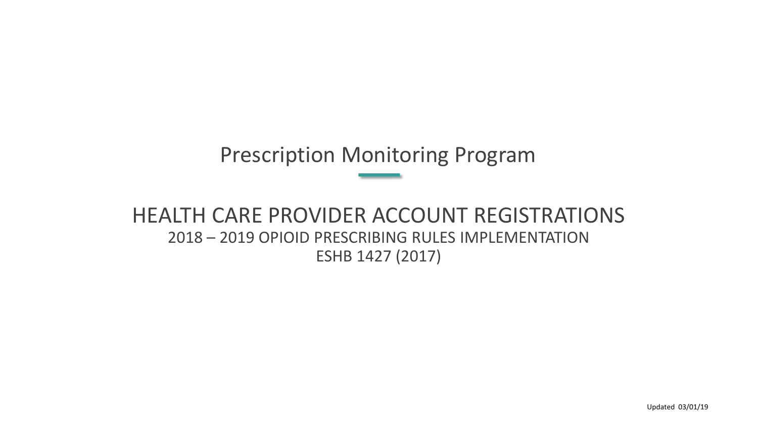# Prescription Monitoring Program

## HEALTH CARE PROVIDER ACCOUNT REGISTRATIONS

2018 – 2019 OPIOID PRESCRIBING RULES IMPLEMENTATION

ESHB 1427 (2017)

Updated 03/01/19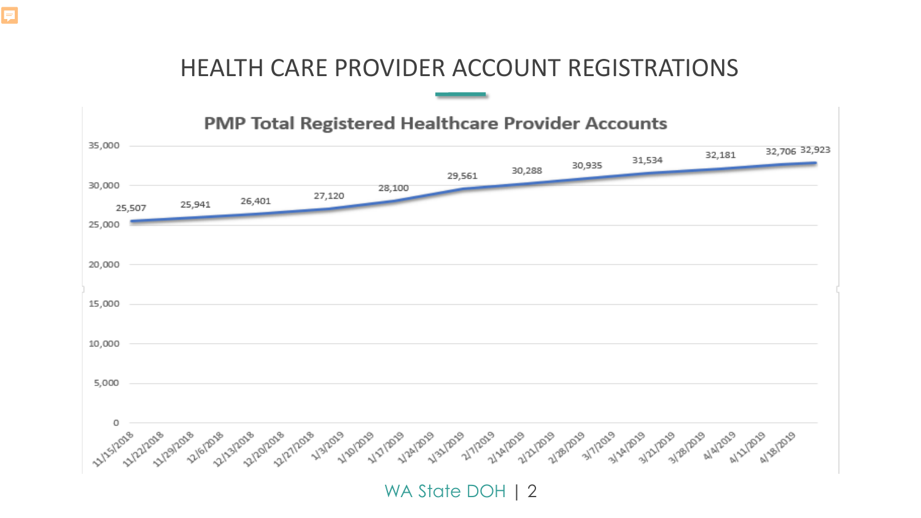# HEALTH CARE PROVIDER ACCOUNT REGISTRATIONS

## PMP Total Registered Healthcare Provider Accounts

Data labels shown on the chart, in order from left to right:

25,507 · 25,941 · 26,401 · 27,120 · 28,100 · 29,561 · 30,288 · 30,935 · 31,534 · 32,181 · 32,706 · 32,923

Y-axis: 0, 5,000, 10,000, 15,000, 20,000, 25,000, 30,000, 35,000

X-axis dates: 11/15/2018, 11/22/2018, 11/29/2018, 12/6/2018, 12/13/2018, 12/20/2018, 12/27/2018, 1/3/2019, 1/10/2019, 1/17/2019, 1/24/2019, 1/31/2019, 2/7/2019, 2/14/2019, 2/21/2019, 2/28/2019, 3/7/2019, 3/14/2019, 3/21/2019, 3/28/2019, 4/4/2019, 4/11/2019, 4/18/2019

WA State DOH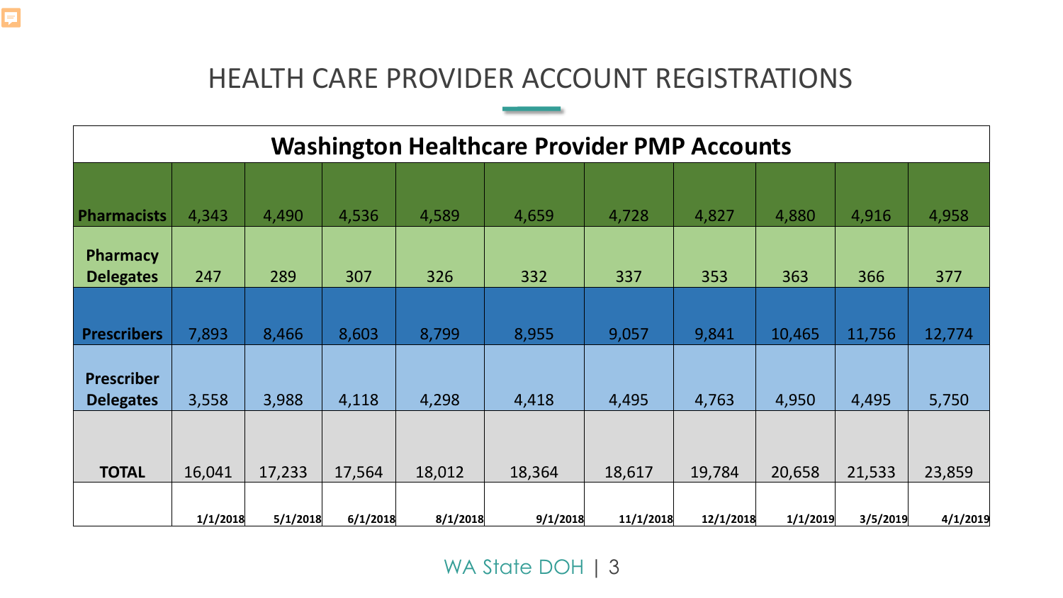# HEALTH CARE PROVIDER ACCOUNT REGISTRATIONS

| Washington Healthcare Provider PMP Accounts | | | | | | | | | | |
|---|---|---|---|---|---|---|---|---|---|---|
| **Pharmacists** | 4,343 | 4,490 | 4,536 | 4,589 | 4,659 | 4,728 | 4,827 | 4,880 | 4,916 | 4,958 |
| **Pharmacy Delegates** | 247 | 289 | 307 | 326 | 332 | 337 | 353 | 363 | 366 | 377 |
| **Prescribers** | 7,893 | 8,466 | 8,603 | 8,799 | 8,955 | 9,057 | 9,841 | 10,465 | 11,756 | 12,774 |
| **Prescriber Delegates** | 3,558 | 3,988 | 4,118 | 4,298 | 4,418 | 4,495 | 4,763 | 4,950 | 4,495 | 5,750 |
| **TOTAL** | 16,041 | 17,233 | 17,564 | 18,012 | 18,364 | 18,617 | 19,784 | 20,658 | 21,533 | 23,859 |
| | **1/1/2018** | **5/1/2018** | **6/1/2018** | **8/1/2018** | **9/1/2018** | **11/1/2018** | **12/1/2018** | **1/1/2019** | **3/5/2019** | **4/1/2019** |

WA State DOH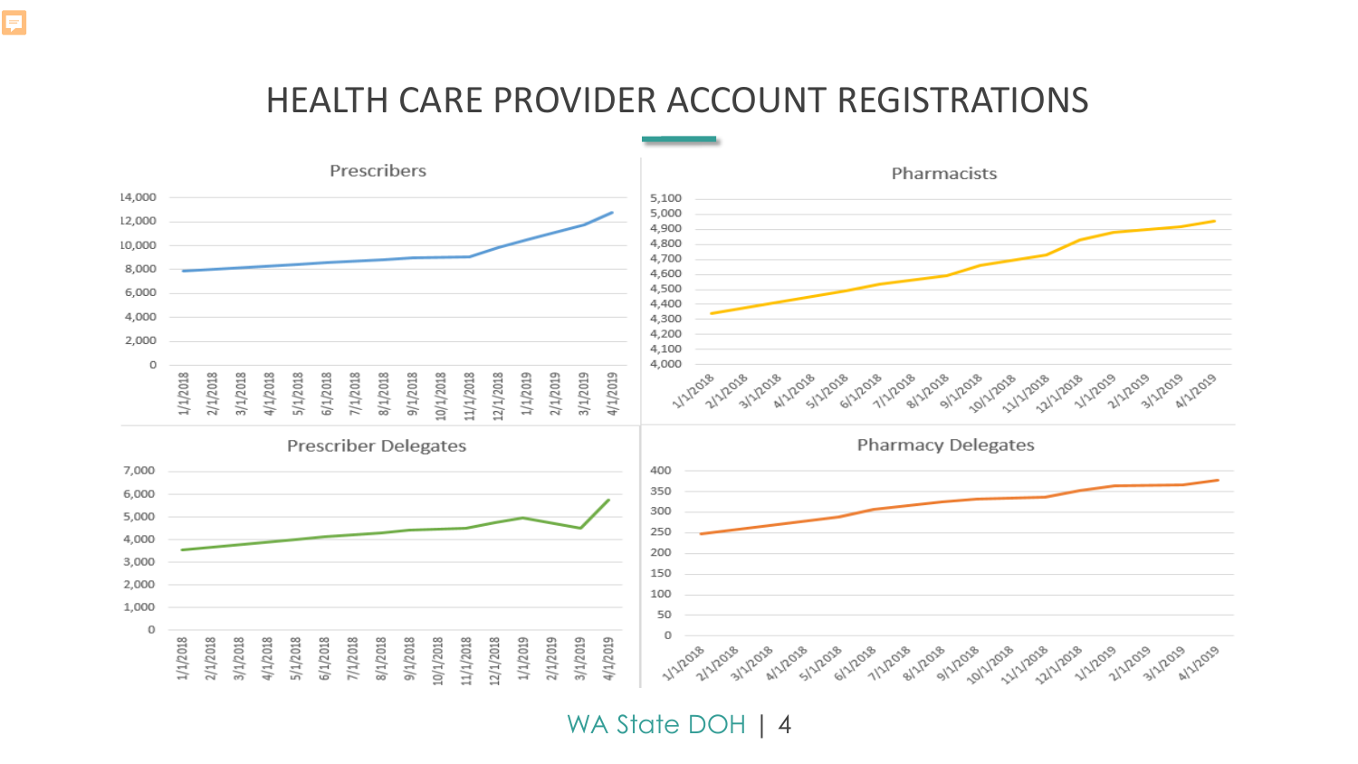# HEALTH CARE PROVIDER ACCOUNT REGISTRATIONS

## Prescribers

## Pharmacists

## Prescriber Delegates

## Pharmacy Delegates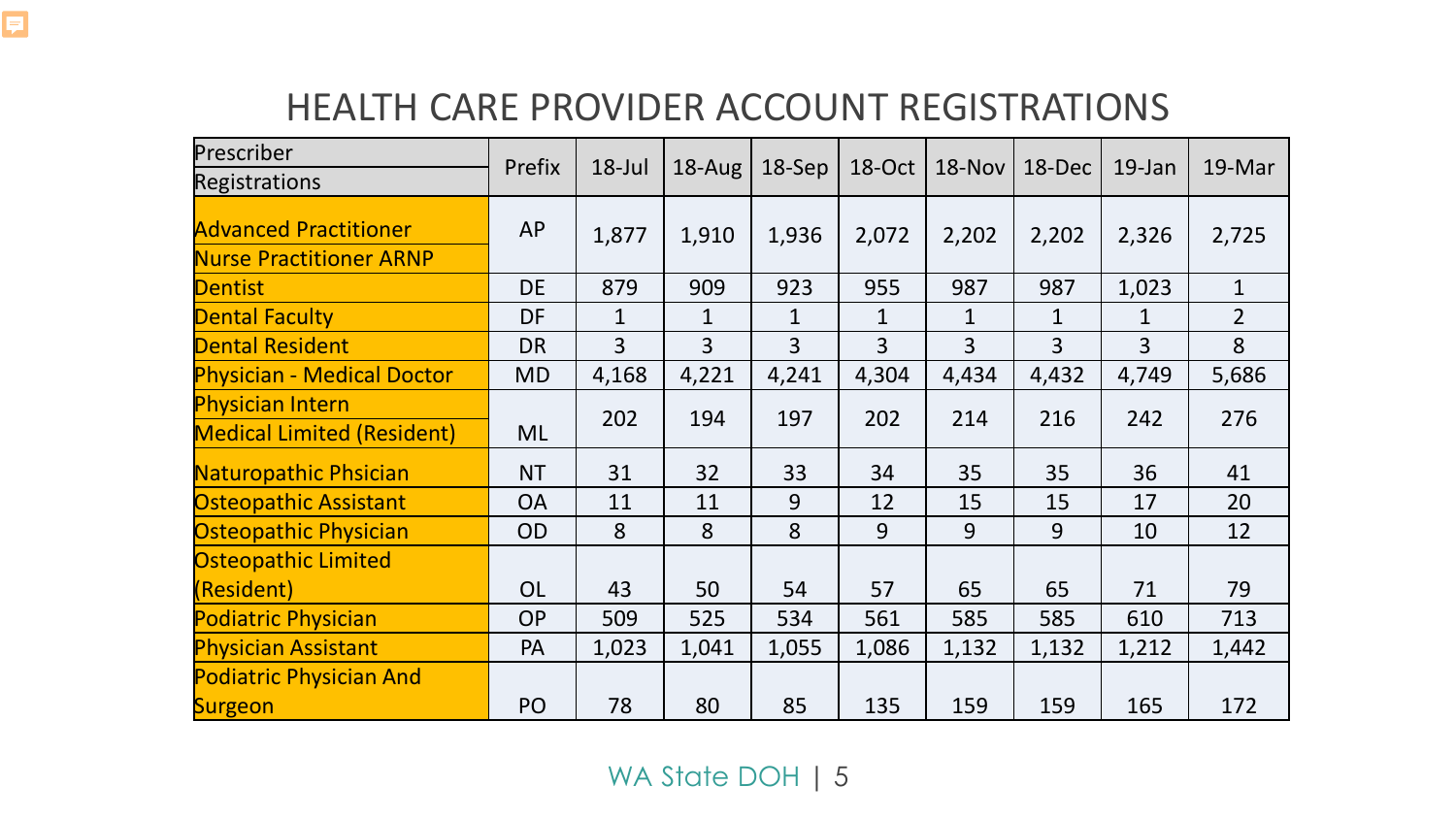# HEALTH CARE PROVIDER ACCOUNT REGISTRATIONS

| Prescriber Registrations | Prefix | 18-Jul | 18-Aug | 18-Sep | 18-Oct | 18-Nov | 18-Dec | 19-Jan | 19-Mar |
|---|---|---|---|---|---|---|---|---|---|
| Advanced Practitioner Nurse Practitioner ARNP | AP | 1,877 | 1,910 | 1,936 | 2,072 | 2,202 | 2,202 | 2,326 | 2,725 |
| Dentist | DE | 879 | 909 | 923 | 955 | 987 | 987 | 1,023 | 1 |
| Dental Faculty | DF | 1 | 1 | 1 | 1 | 1 | 1 | 1 | 2 |
| Dental Resident | DR | 3 | 3 | 3 | 3 | 3 | 3 | 3 | 8 |
| Physician - Medical Doctor | MD | 4,168 | 4,221 | 4,241 | 4,304 | 4,434 | 4,432 | 4,749 | 5,686 |
| Physician Intern Medical Limited (Resident) | ML | 202 | 194 | 197 | 202 | 214 | 216 | 242 | 276 |
| Naturopathic Phsician | NT | 31 | 32 | 33 | 34 | 35 | 35 | 36 | 41 |
| Osteopathic Assistant | OA | 11 | 11 | 9 | 12 | 15 | 15 | 17 | 20 |
| Osteopathic Physician | OD | 8 | 8 | 8 | 9 | 9 | 9 | 10 | 12 |
| Osteopathic Limited (Resident) | OL | 43 | 50 | 54 | 57 | 65 | 65 | 71 | 79 |
| Podiatric Physician | OP | 509 | 525 | 534 | 561 | 585 | 585 | 610 | 713 |
| Physician Assistant | PA | 1,023 | 1,041 | 1,055 | 1,086 | 1,132 | 1,132 | 1,212 | 1,442 |
| Podiatric Physician And Surgeon | PO | 78 | 80 | 85 | 135 | 159 | 159 | 165 | 172 |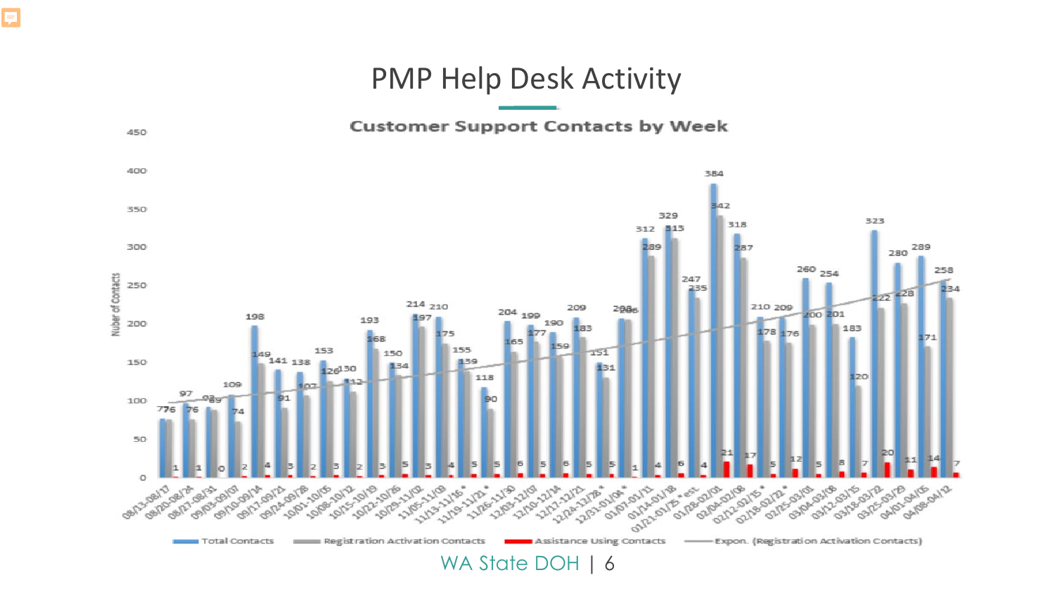# PMP Help Desk Activity

## Customer Support Contacts by Week

| Week | Total Contacts | Registration Activation Contacts | Assistance Using Contacts |
|---|---|---|---|
| 08/13-08/17 | 77 | 76 | 1 |
| 08/20-08/24 | 97 | 76 | 1 |
| 08/27-08/31 | 92 | 89 | 0 |
| 09/03-09/07 | 109 | 74 | 2 |
| 09/10-09/14 | 198 | 149 | 4 |
| 09/17-09/21 | 141 | 91 | 3 |
| 09/24-09/28 | 138 | 107 | 2 |
| 10/01-10/05 | 153 | 126 | 3 |
| 10/08-10/12 | 130 | 112 | 2 |
| 10/15-10/19 | 193 | 168 | 3 |
| 10/22-10/26 | 150 | 134 | 5 |
| 10/29-11/02 | 214 | 197 | 3 |
| 11/05-11/09 | 210 | 175 | 4 |
| 11/13-11/16 * | 155 | 139 | 5 |
| 11/19-11/21 * | 118 | 90 | 5 |
| 11/26-11/30 | 204 | 165 | 6 |
| 12/03-12/07 | 199 | 177 | 5 |
| 12/10-12/14 | 190 | 159 | 6 |
| 12/17-12/21 | 209 | 183 | 5 |
| 12/24-12/28 * | 151 | 131 | 5 |
| 12/31-01/04 * | 208 | 206 | 1 |
| 01/07-01/11 | 312 | 289 | 4 |
| 01/14-01/18 | 329 | 315 | 6 |
| 01/21-01/25 * est. | 247 | 235 | 4 |
| 01/28-02/01 | 384 | 342 | 21 |
| 02/04-02/08 | 318 | 287 | 17 |
| 02/12-02/15 * | 210 | 178 | 5 |
| 02/18-02/22 * | 209 | 176 | 12 |
| 02/25-03/01 | 260 | 200 | 5 |
| 03/04-03/08 | 254 | 201 | 8 |
| 03/12-03/15 | 183 | 120 | 7 |
| 03/18-03/22 | 323 | 222 | 20 |
| 03/25-03/29 | 280 | 228 | 11 |
| 04/01-04/05 | 289 | 171 | 14 |
| 04/08-04/12 | 258 | 234 | 7 |

Y-axis: Nuber of Contacts (0–450)

Legend: Total Contacts; Registration Activation Contacts; Assistance Using Contacts; Expon. (Registration Activation Contacts)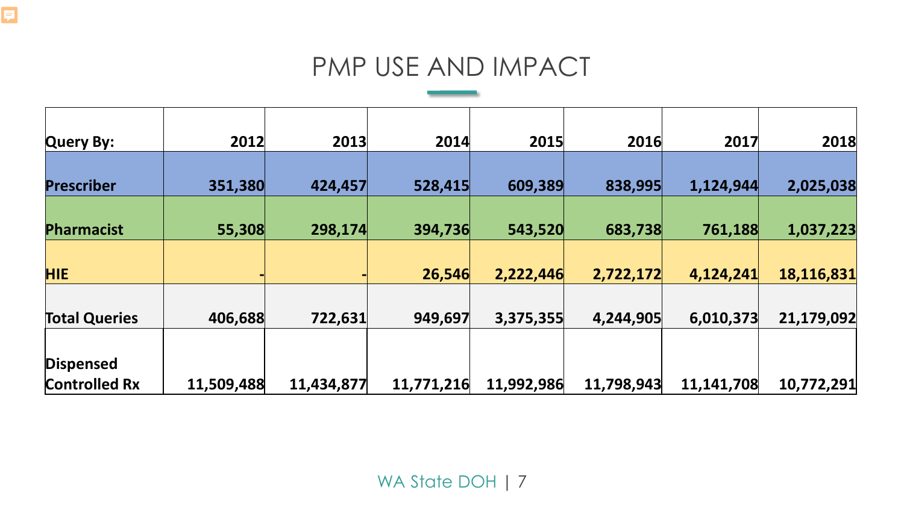# PMP USE AND IMPACT

| Query By: | 2012 | 2013 | 2014 | 2015 | 2016 | 2017 | 2018 |
|---|---|---|---|---|---|---|---|
| **Prescriber** | 351,380 | 424,457 | 528,415 | 609,389 | 838,995 | 1,124,944 | 2,025,038 |
| **Pharmacist** | 55,308 | 298,174 | 394,736 | 543,520 | 683,738 | 761,188 | 1,037,223 |
| **HIE** | - | - | 26,546 | 2,222,446 | 2,722,172 | 4,124,241 | 18,116,831 |
| **Total Queries** | 406,688 | 722,631 | 949,697 | 3,375,355 | 4,244,905 | 6,010,373 | 21,179,092 |
| **Dispensed Controlled Rx** | 11,509,488 | 11,434,877 | 11,771,216 | 11,992,986 | 11,798,943 | 11,141,708 | 10,772,291 |

WA State DOH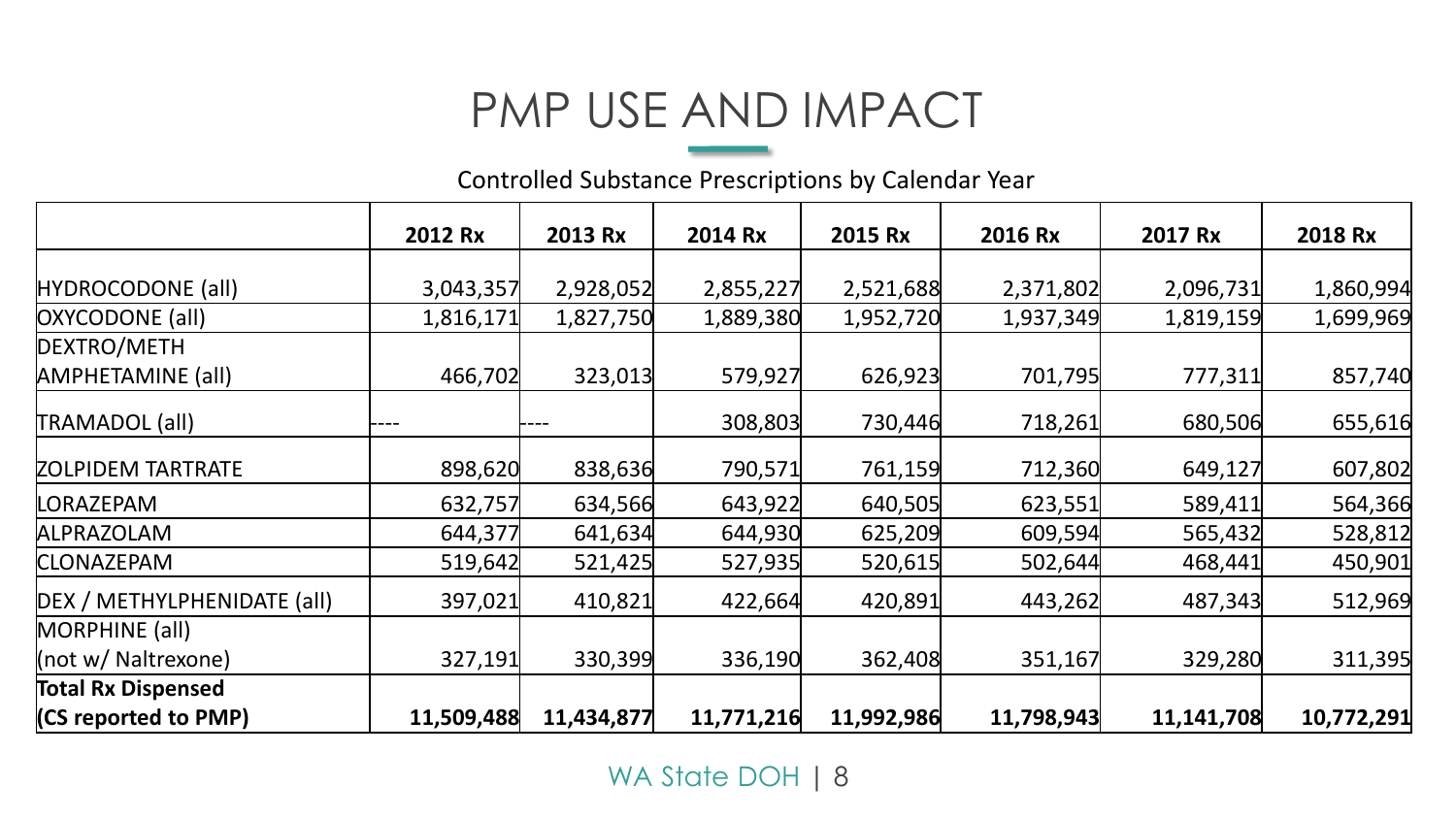# PMP USE AND IMPACT

Controlled Substance Prescriptions by Calendar Year

| | 2012 Rx | 2013 Rx | 2014 Rx | 2015 Rx | 2016 Rx | 2017 Rx | 2018 Rx |
|---|---|---|---|---|---|---|---|
| HYDROCODONE (all) | 3,043,357 | 2,928,052 | 2,855,227 | 2,521,688 | 2,371,802 | 2,096,731 | 1,860,994 |
| OXYCODONE (all) | 1,816,171 | 1,827,750 | 1,889,380 | 1,952,720 | 1,937,349 | 1,819,159 | 1,699,969 |
| DEXTRO/METH AMPHETAMINE (all) | 466,702 | 323,013 | 579,927 | 626,923 | 701,795 | 777,311 | 857,740 |
| TRAMADOL (all) | ---- | ---- | 308,803 | 730,446 | 718,261 | 680,506 | 655,616 |
| ZOLPIDEM TARTRATE | 898,620 | 838,636 | 790,571 | 761,159 | 712,360 | 649,127 | 607,802 |
| LORAZEPAM | 632,757 | 634,566 | 643,922 | 640,505 | 623,551 | 589,411 | 564,366 |
| ALPRAZOLAM | 644,377 | 641,634 | 644,930 | 625,209 | 609,594 | 565,432 | 528,812 |
| CLONAZEPAM | 519,642 | 521,425 | 527,935 | 520,615 | 502,644 | 468,441 | 450,901 |
| DEX / METHYLPHENIDATE (all) | 397,021 | 410,821 | 422,664 | 420,891 | 443,262 | 487,343 | 512,969 |
| MORPHINE (all) (not w/ Naltrexone) | 327,191 | 330,399 | 336,190 | 362,408 | 351,167 | 329,280 | 311,395 |
| **Total Rx Dispensed (CS reported to PMP)** | **11,509,488** | **11,434,877** | **11,771,216** | **11,992,986** | **11,798,943** | **11,141,708** | **10,772,291** |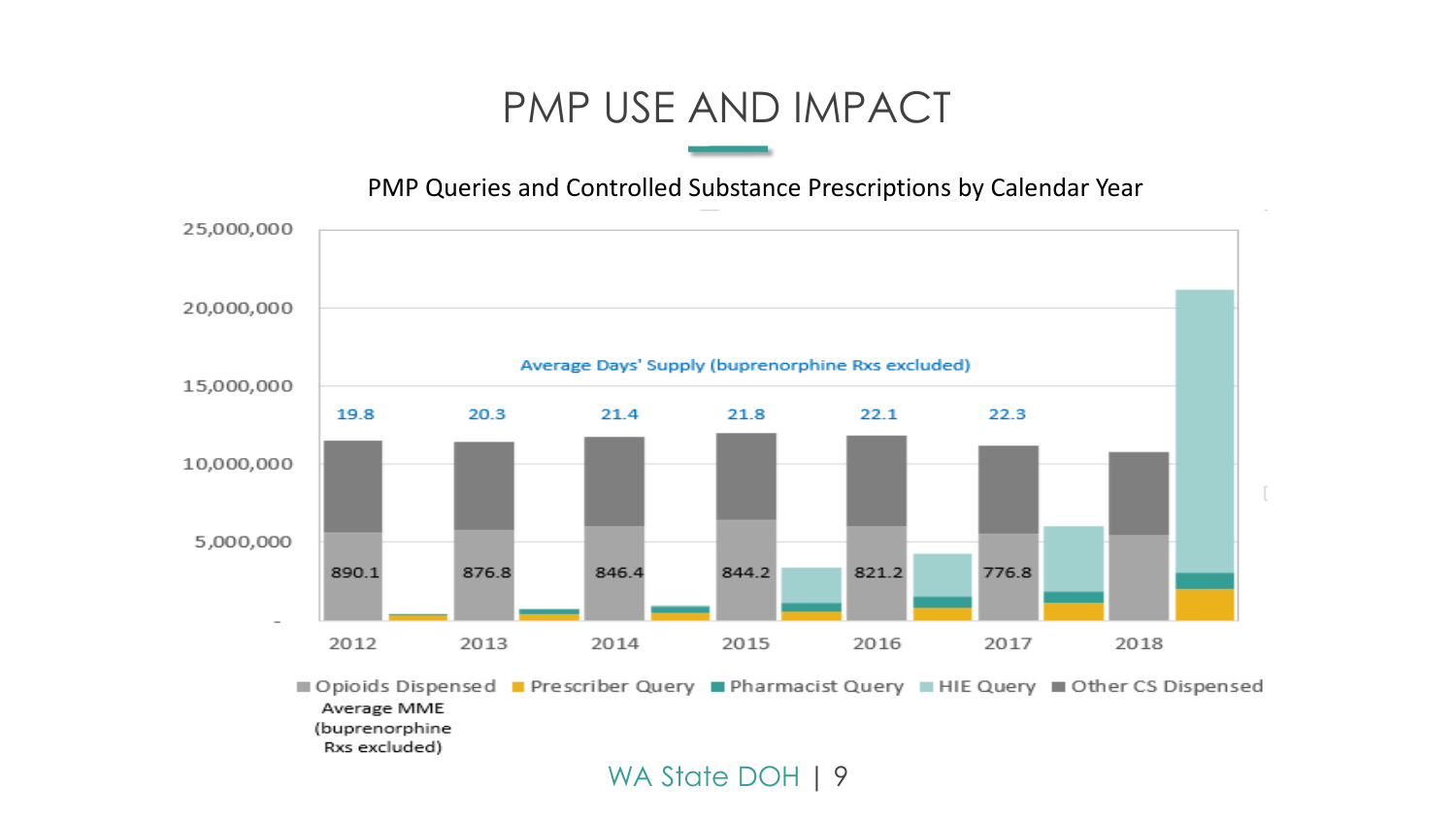# PMP USE AND IMPACT

PMP Queries and Controlled Substance Prescriptions by Calendar Year

25,000,000
20,000,000
15,000,000
10,000,000
5,000,000
-

Average Days' Supply (buprenorphine Rxs excluded)

19.8 20.3 21.4 21.8 22.1 22.3

890.1 876.8 846.4 844.2 821.2 776.8

2012 2013 2014 2015 2016 2017 2018

Opioids Dispensed Average MME (buprenorphine Rxs excluded)
Prescriber Query
Pharmacist Query
HIE Query
Other CS Dispensed

WA State DOH